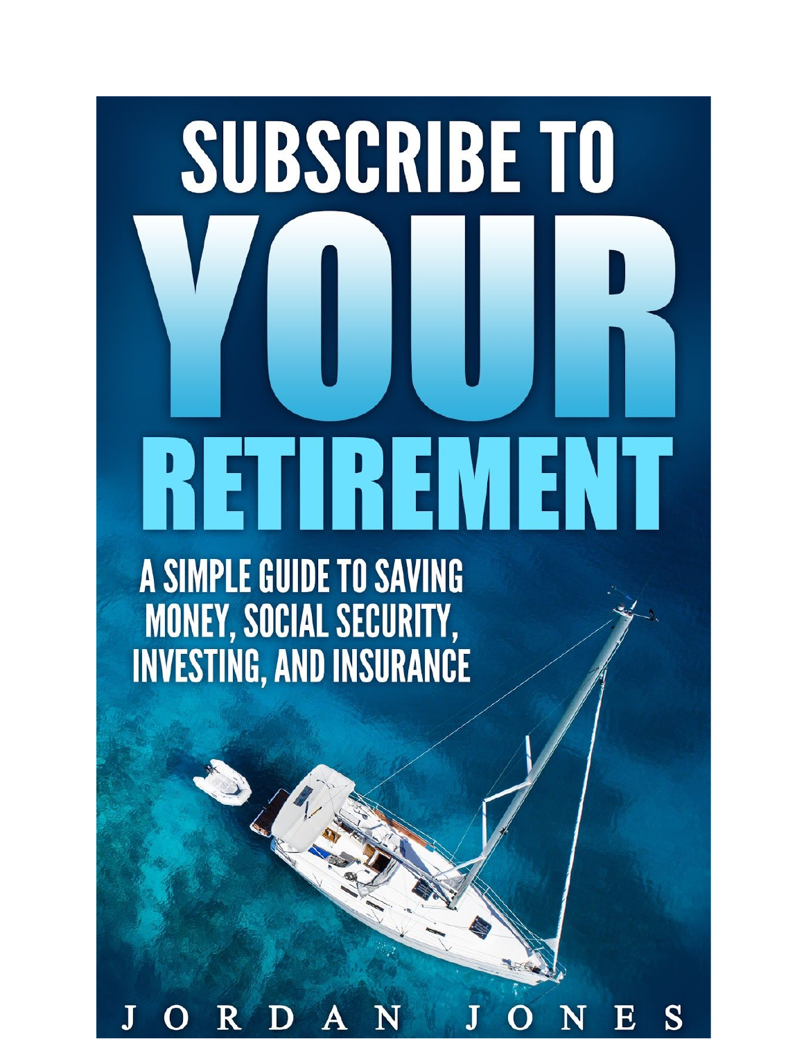# SUBSCRIBE TO YOUR RETIREMENT

## A SIMPLE GUIDE TO SAVING MONEY, SOCIAL SECURITY, INVESTING, AND INSURANCE

JORDAN JONES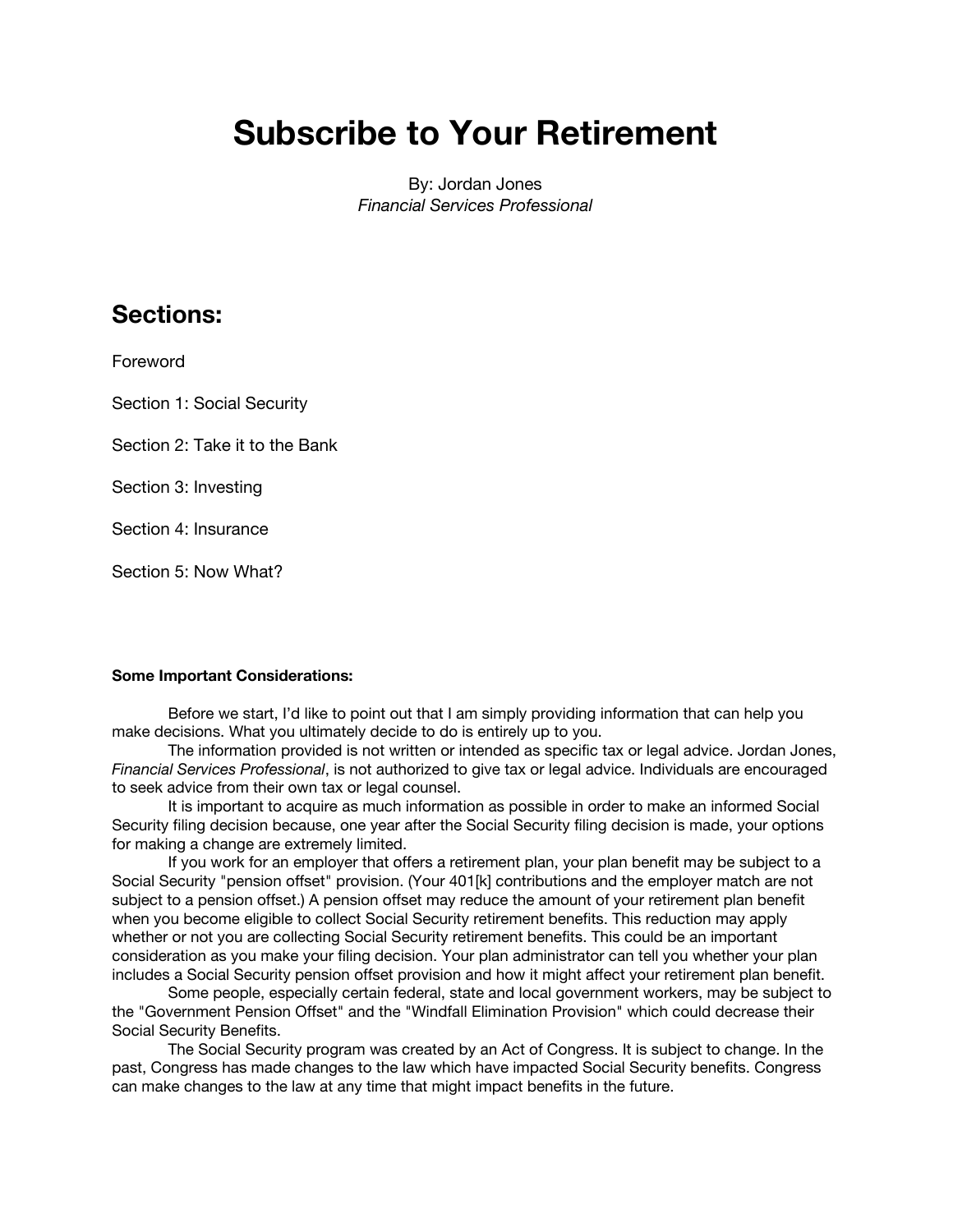# Subscribe to Your Retirement

By: Jordan Jones
*Financial Services Professional*

## Sections:

Foreword

Section 1: Social Security

Section 2: Take it to the Bank

Section 3: Investing

Section 4: Insurance

Section 5: Now What?

**Some Important Considerations:**

Before we start, I'd like to point out that I am simply providing information that can help you make decisions. What you ultimately decide to do is entirely up to you.

The information provided is not written or intended as specific tax or legal advice. Jordan Jones, *Financial Services Professional*, is not authorized to give tax or legal advice. Individuals are encouraged to seek advice from their own tax or legal counsel.

It is important to acquire as much information as possible in order to make an informed Social Security filing decision because, one year after the Social Security filing decision is made, your options for making a change are extremely limited.

If you work for an employer that offers a retirement plan, your plan benefit may be subject to a Social Security "pension offset" provision. (Your 401[k] contributions and the employer match are not subject to a pension offset.) A pension offset may reduce the amount of your retirement plan benefit when you become eligible to collect Social Security retirement benefits. This reduction may apply whether or not you are collecting Social Security retirement benefits. This could be an important consideration as you make your filing decision. Your plan administrator can tell you whether your plan includes a Social Security pension offset provision and how it might affect your retirement plan benefit.

Some people, especially certain federal, state and local government workers, may be subject to the "Government Pension Offset" and the "Windfall Elimination Provision" which could decrease their Social Security Benefits.

The Social Security program was created by an Act of Congress. It is subject to change. In the past, Congress has made changes to the law which have impacted Social Security benefits. Congress can make changes to the law at any time that might impact benefits in the future.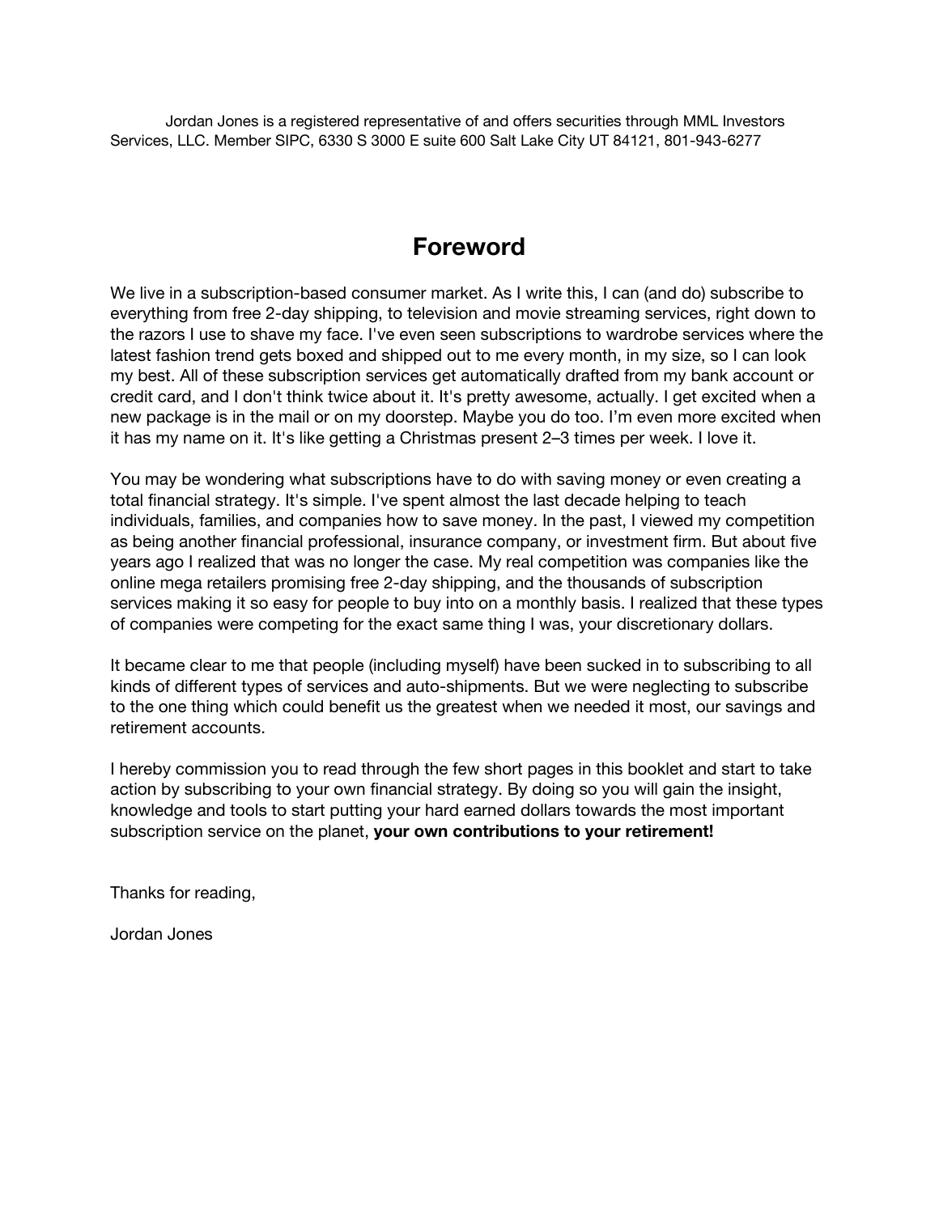Jordan Jones is a registered representative of and offers securities through MML Investors Services, LLC. Member SIPC, 6330 S 3000 E suite 600 Salt Lake City UT 84121, 801-943-6277

# Foreword

We live in a subscription-based consumer market. As I write this, I can (and do) subscribe to everything from free 2-day shipping, to television and movie streaming services, right down to the razors I use to shave my face. I've even seen subscriptions to wardrobe services where the latest fashion trend gets boxed and shipped out to me every month, in my size, so I can look my best. All of these subscription services get automatically drafted from my bank account or credit card, and I don't think twice about it. It's pretty awesome, actually. I get excited when a new package is in the mail or on my doorstep. Maybe you do too. I'm even more excited when it has my name on it. It's like getting a Christmas present 2–3 times per week. I love it.

You may be wondering what subscriptions have to do with saving money or even creating a total financial strategy. It's simple. I've spent almost the last decade helping to teach individuals, families, and companies how to save money. In the past, I viewed my competition as being another financial professional, insurance company, or investment firm. But about five years ago I realized that was no longer the case. My real competition was companies like the online mega retailers promising free 2-day shipping, and the thousands of subscription services making it so easy for people to buy into on a monthly basis. I realized that these types of companies were competing for the exact same thing I was, your discretionary dollars.

It became clear to me that people (including myself) have been sucked in to subscribing to all kinds of different types of services and auto-shipments. But we were neglecting to subscribe to the one thing which could benefit us the greatest when we needed it most, our savings and retirement accounts.

I hereby commission you to read through the few short pages in this booklet and start to take action by subscribing to your own financial strategy. By doing so you will gain the insight, knowledge and tools to start putting your hard earned dollars towards the most important subscription service on the planet, **your own contributions to your retirement!**

Thanks for reading,

Jordan Jones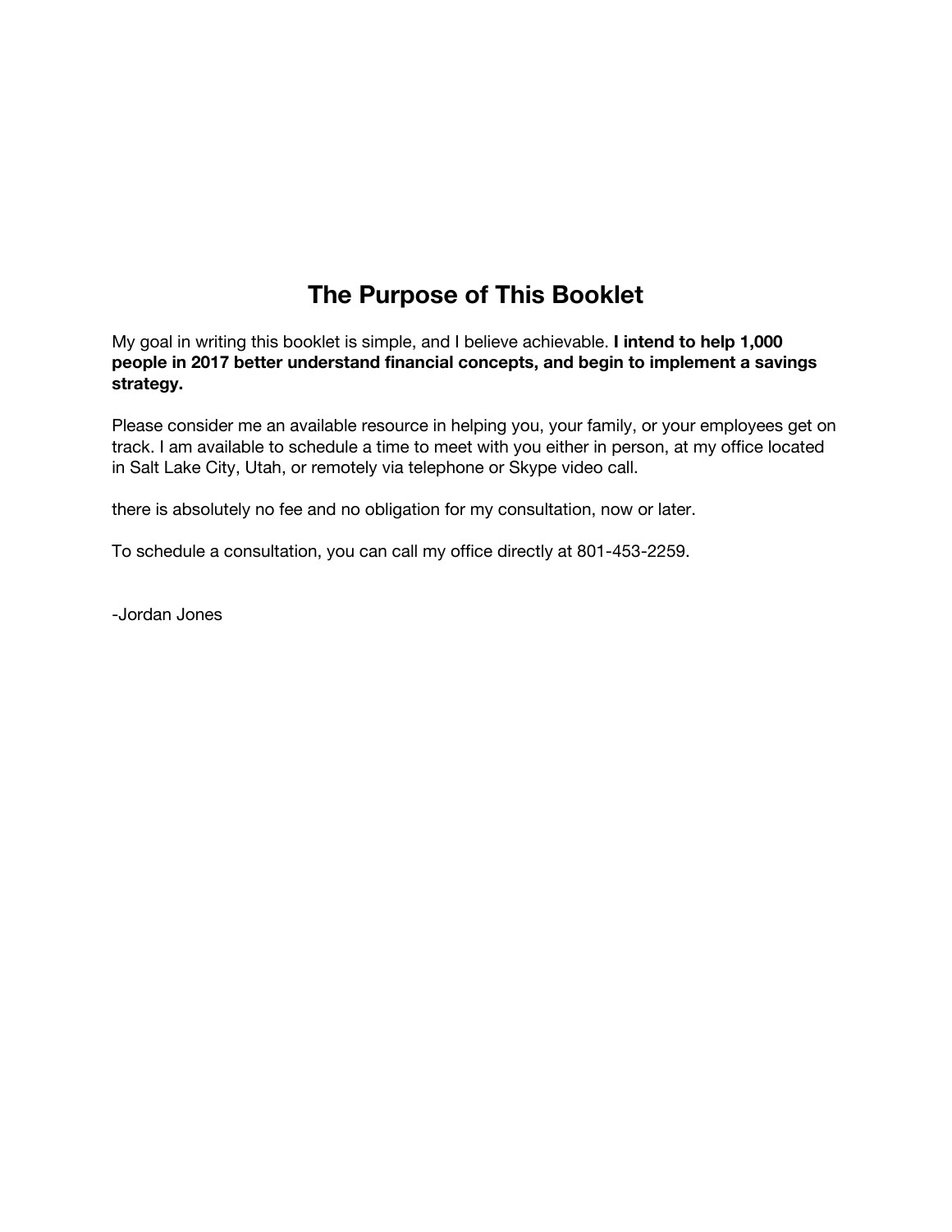# The Purpose of This Booklet

My goal in writing this booklet is simple, and I believe achievable. **I intend to help 1,000 people in 2017 better understand financial concepts, and begin to implement a savings strategy.**

Please consider me an available resource in helping you, your family, or your employees get on track. I am available to schedule a time to meet with you either in person, at my office located in Salt Lake City, Utah, or remotely via telephone or Skype video call.

there is absolutely no fee and no obligation for my consultation, now or later.

To schedule a consultation, you can call my office directly at 801-453-2259.

-Jordan Jones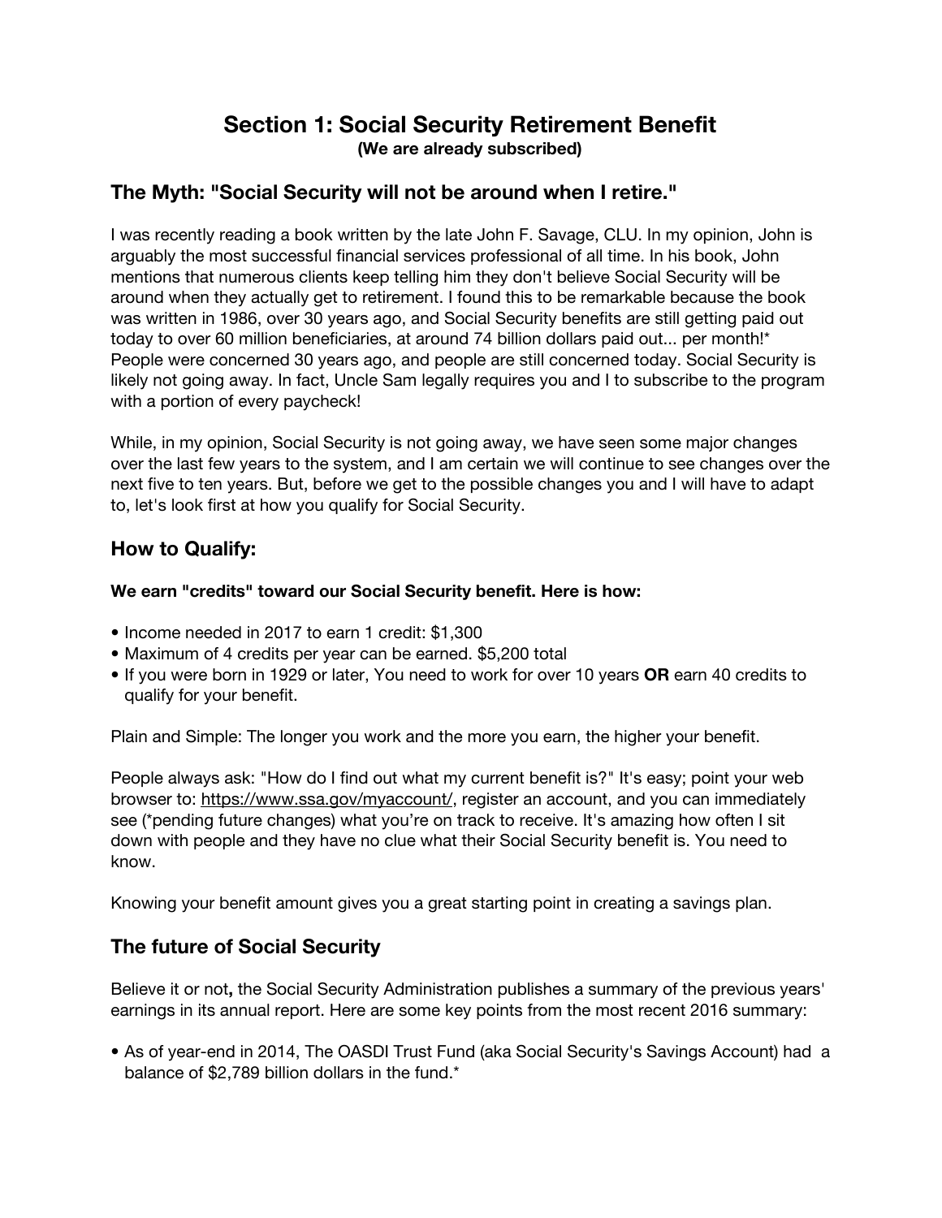# Section 1: Social Security Retirement Benefit

**(We are already subscribed)**

## The Myth: "Social Security will not be around when I retire."

I was recently reading a book written by the late John F. Savage, CLU. In my opinion, John is arguably the most successful financial services professional of all time. In his book, John mentions that numerous clients keep telling him they don't believe Social Security will be around when they actually get to retirement. I found this to be remarkable because the book was written in 1986, over 30 years ago, and Social Security benefits are still getting paid out today to over 60 million beneficiaries, at around 74 billion dollars paid out... per month!* People were concerned 30 years ago, and people are still concerned today. Social Security is likely not going away. In fact, Uncle Sam legally requires you and I to subscribe to the program with a portion of every paycheck!

While, in my opinion, Social Security is not going away, we have seen some major changes over the last few years to the system, and I am certain we will continue to see changes over the next five to ten years. But, before we get to the possible changes you and I will have to adapt to, let's look first at how you qualify for Social Security.

## How to Qualify:

**We earn "credits" toward our Social Security benefit. Here is how:**

- Income needed in 2017 to earn 1 credit: $1,300
- Maximum of 4 credits per year can be earned. $5,200 total
- If you were born in 1929 or later, You need to work for over 10 years **OR** earn 40 credits to qualify for your benefit.

Plain and Simple: The longer you work and the more you earn, the higher your benefit.

People always ask: "How do I find out what my current benefit is?" It's easy; point your web browser to: https://www.ssa.gov/myaccount/, register an account, and you can immediately see (*pending future changes) what you're on track to receive. It's amazing how often I sit down with people and they have no clue what their Social Security benefit is. You need to know.

Knowing your benefit amount gives you a great starting point in creating a savings plan.

## The future of Social Security

Believe it or not**,** the Social Security Administration publishes a summary of the previous years' earnings in its annual report. Here are some key points from the most recent 2016 summary:

- As of year-end in 2014, The OASDI Trust Fund (aka Social Security's Savings Account) had a balance of $2,789 billion dollars in the fund.*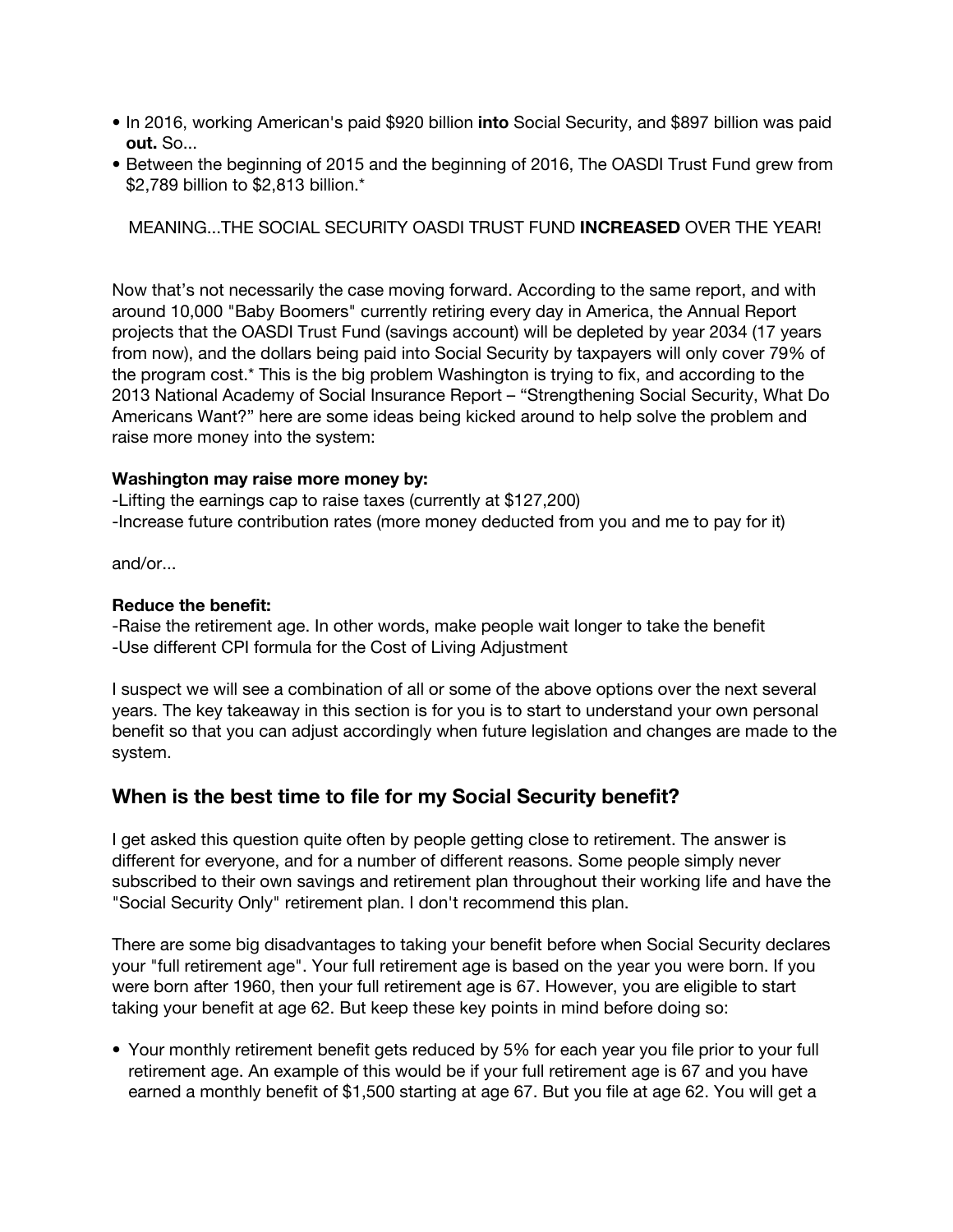- In 2016, working American's paid $920 billion **into** Social Security, and $897 billion was paid **out.** So...
- Between the beginning of 2015 and the beginning of 2016, The OASDI Trust Fund grew from $2,789 billion to $2,813 billion.*

MEANING...THE SOCIAL SECURITY OASDI TRUST FUND **INCREASED** OVER THE YEAR!

Now that's not necessarily the case moving forward. According to the same report, and with around 10,000 "Baby Boomers" currently retiring every day in America, the Annual Report projects that the OASDI Trust Fund (savings account) will be depleted by year 2034 (17 years from now), and the dollars being paid into Social Security by taxpayers will only cover 79% of the program cost.* This is the big problem Washington is trying to fix, and according to the 2013 National Academy of Social Insurance Report – "Strengthening Social Security, What Do Americans Want?" here are some ideas being kicked around to help solve the problem and raise more money into the system:

**Washington may raise more money by:**
-Lifting the earnings cap to raise taxes (currently at $127,200)
-Increase future contribution rates (more money deducted from you and me to pay for it)

and/or...

**Reduce the benefit:**
-Raise the retirement age. In other words, make people wait longer to take the benefit
-Use different CPI formula for the Cost of Living Adjustment

I suspect we will see a combination of all or some of the above options over the next several years. The key takeaway in this section is for you is to start to understand your own personal benefit so that you can adjust accordingly when future legislation and changes are made to the system.

## When is the best time to file for my Social Security benefit?

I get asked this question quite often by people getting close to retirement. The answer is different for everyone, and for a number of different reasons. Some people simply never subscribed to their own savings and retirement plan throughout their working life and have the "Social Security Only" retirement plan. I don't recommend this plan.

There are some big disadvantages to taking your benefit before when Social Security declares your "full retirement age". Your full retirement age is based on the year you were born. If you were born after 1960, then your full retirement age is 67. However, you are eligible to start taking your benefit at age 62. But keep these key points in mind before doing so:

- Your monthly retirement benefit gets reduced by 5% for each year you file prior to your full retirement age. An example of this would be if your full retirement age is 67 and you have earned a monthly benefit of $1,500 starting at age 67. But you file at age 62. You will get a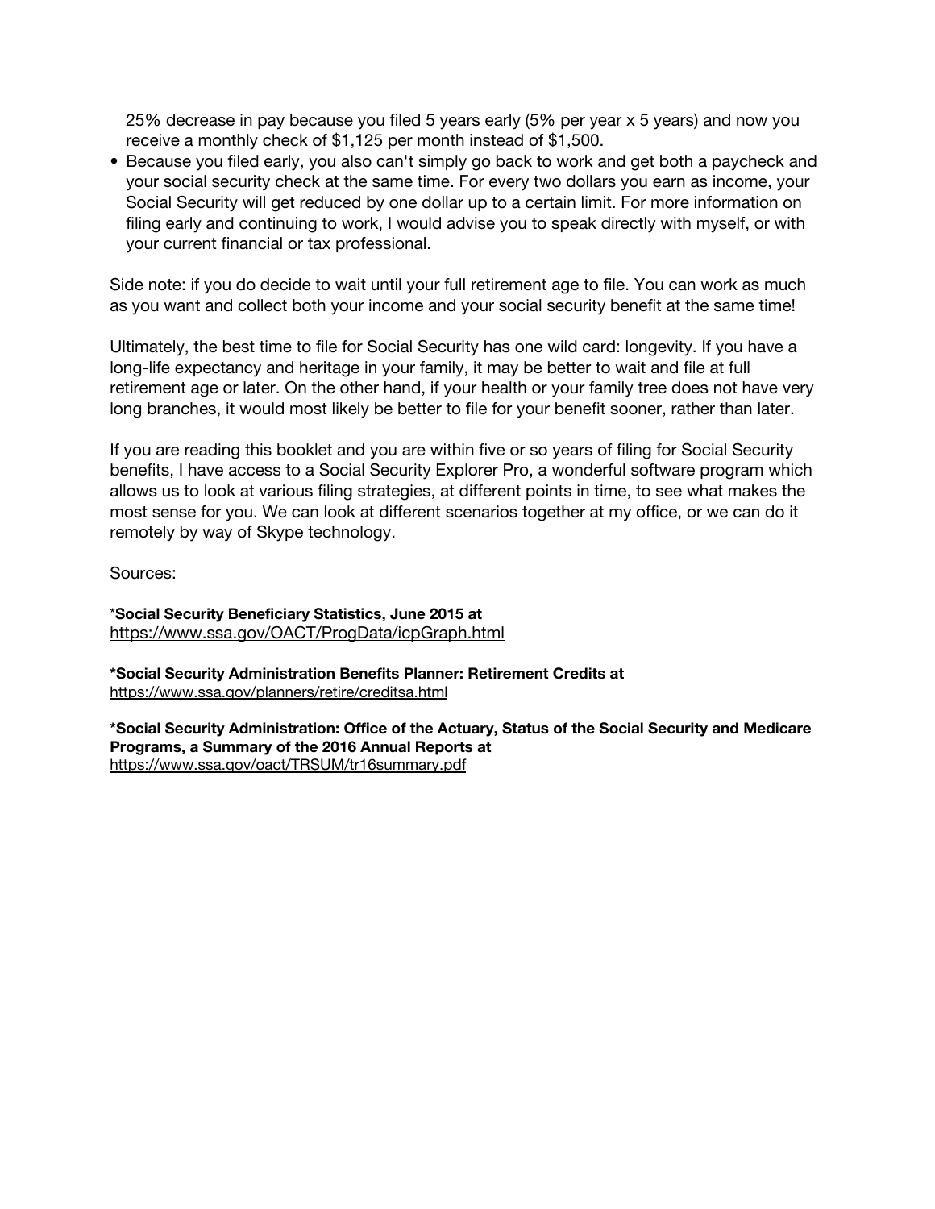25% decrease in pay because you filed 5 years early (5% per year x 5 years) and now you receive a monthly check of $1,125 per month instead of $1,500.

- Because you filed early, you also can't simply go back to work and get both a paycheck and your social security check at the same time. For every two dollars you earn as income, your Social Security will get reduced by one dollar up to a certain limit. For more information on filing early and continuing to work, I would advise you to speak directly with myself, or with your current financial or tax professional.

Side note: if you do decide to wait until your full retirement age to file. You can work as much as you want and collect both your income and your social security benefit at the same time!

Ultimately, the best time to file for Social Security has one wild card: longevity. If you have a long-life expectancy and heritage in your family, it may be better to wait and file at full retirement age or later. On the other hand, if your health or your family tree does not have very long branches, it would most likely be better to file for your benefit sooner, rather than later.

If you are reading this booklet and you are within five or so years of filing for Social Security benefits, I have access to a Social Security Explorer Pro, a wonderful software program which allows us to look at various filing strategies, at different points in time, to see what makes the most sense for you. We can look at different scenarios together at my office, or we can do it remotely by way of Skype technology.

Sources:

***Social Security Beneficiary Statistics, June 2015 at**
https://www.ssa.gov/OACT/ProgData/icpGraph.html

***Social Security Administration Benefits Planner: Retirement Credits at**
https://www.ssa.gov/planners/retire/creditsa.html

***Social Security Administration: Office of the Actuary, Status of the Social Security and Medicare Programs, a Summary of the 2016 Annual Reports at**
https://www.ssa.gov/oact/TRSUM/tr16summary.pdf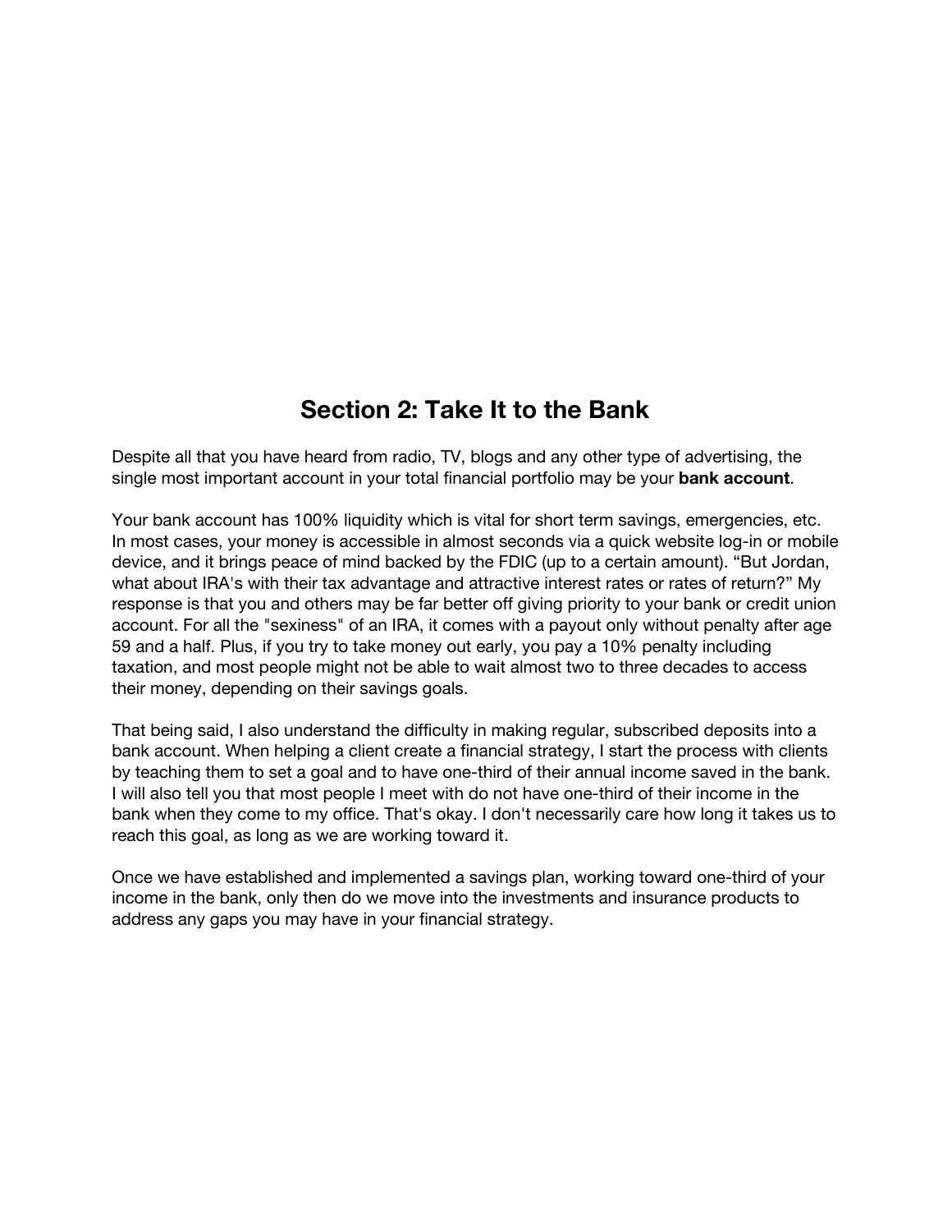## Section 2: Take It to the Bank

Despite all that you have heard from radio, TV, blogs and any other type of advertising, the single most important account in your total financial portfolio may be your **bank account**.

Your bank account has 100% liquidity which is vital for short term savings, emergencies, etc. In most cases, your money is accessible in almost seconds via a quick website log-in or mobile device, and it brings peace of mind backed by the FDIC (up to a certain amount). “But Jordan, what about IRA's with their tax advantage and attractive interest rates or rates of return?” My response is that you and others may be far better off giving priority to your bank or credit union account. For all the "sexiness" of an IRA, it comes with a payout only without penalty after age 59 and a half. Plus, if you try to take money out early, you pay a 10% penalty including taxation, and most people might not be able to wait almost two to three decades to access their money, depending on their savings goals.

That being said, I also understand the difficulty in making regular, subscribed deposits into a bank account. When helping a client create a financial strategy, I start the process with clients by teaching them to set a goal and to have one-third of their annual income saved in the bank. I will also tell you that most people I meet with do not have one-third of their income in the bank when they come to my office. That's okay. I don't necessarily care how long it takes us to reach this goal, as long as we are working toward it.

Once we have established and implemented a savings plan, working toward one-third of your income in the bank, only then do we move into the investments and insurance products to address any gaps you may have in your financial strategy.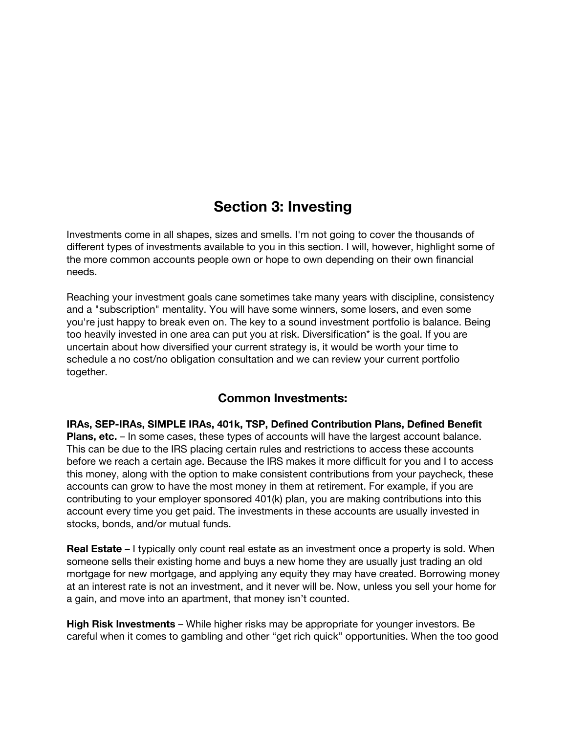# Section 3: Investing

Investments come in all shapes, sizes and smells. I'm not going to cover the thousands of different types of investments available to you in this section. I will, however, highlight some of the more common accounts people own or hope to own depending on their own financial needs.

Reaching your investment goals cane sometimes take many years with discipline, consistency and a "subscription" mentality. You will have some winners, some losers, and even some you're just happy to break even on. The key to a sound investment portfolio is balance. Being too heavily invested in one area can put you at risk. Diversification* is the goal. If you are uncertain about how diversified your current strategy is, it would be worth your time to schedule a no cost/no obligation consultation and we can review your current portfolio together.

## Common Investments:

**IRAs, SEP-IRAs, SIMPLE IRAs, 401k, TSP, Defined Contribution Plans, Defined Benefit Plans, etc.** – In some cases, these types of accounts will have the largest account balance. This can be due to the IRS placing certain rules and restrictions to access these accounts before we reach a certain age. Because the IRS makes it more difficult for you and I to access this money, along with the option to make consistent contributions from your paycheck, these accounts can grow to have the most money in them at retirement. For example, if you are contributing to your employer sponsored 401(k) plan, you are making contributions into this account every time you get paid. The investments in these accounts are usually invested in stocks, bonds, and/or mutual funds.

**Real Estate** – I typically only count real estate as an investment once a property is sold. When someone sells their existing home and buys a new home they are usually just trading an old mortgage for new mortgage, and applying any equity they may have created. Borrowing money at an interest rate is not an investment, and it never will be. Now, unless you sell your home for a gain, and move into an apartment, that money isn't counted.

**High Risk Investments** – While higher risks may be appropriate for younger investors. Be careful when it comes to gambling and other "get rich quick" opportunities. When the too good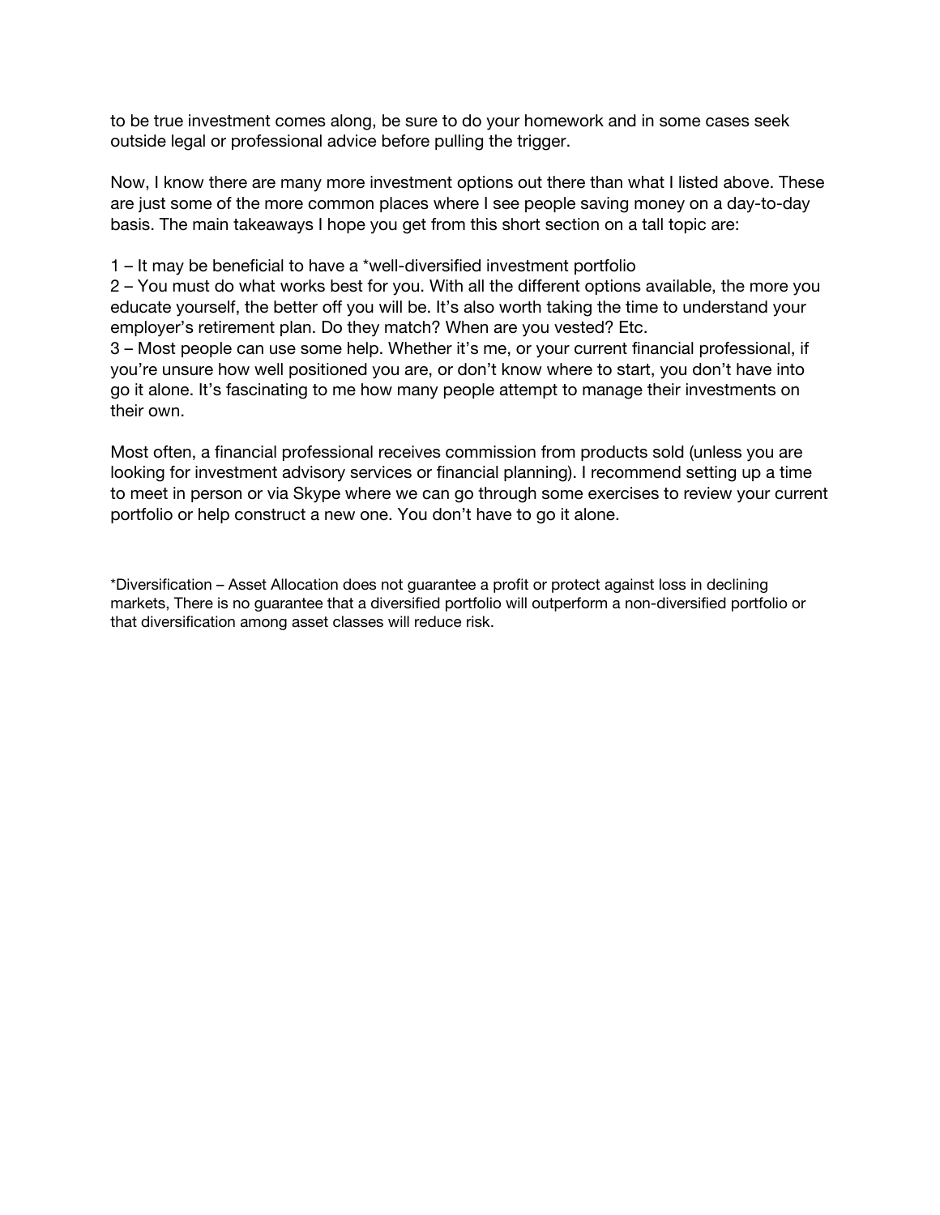to be true investment comes along, be sure to do your homework and in some cases seek outside legal or professional advice before pulling the trigger.

Now, I know there are many more investment options out there than what I listed above. These are just some of the more common places where I see people saving money on a day-to-day basis. The main takeaways I hope you get from this short section on a tall topic are:

1 – It may be beneficial to have a *well-diversified investment portfolio
2 – You must do what works best for you. With all the different options available, the more you educate yourself, the better off you will be. It's also worth taking the time to understand your employer's retirement plan. Do they match? When are you vested? Etc.
3 – Most people can use some help. Whether it's me, or your current financial professional, if you're unsure how well positioned you are, or don't know where to start, you don't have into go it alone. It's fascinating to me how many people attempt to manage their investments on their own.

Most often, a financial professional receives commission from products sold (unless you are looking for investment advisory services or financial planning). I recommend setting up a time to meet in person or via Skype where we can go through some exercises to review your current portfolio or help construct a new one. You don't have to go it alone.

*Diversification – Asset Allocation does not guarantee a profit or protect against loss in declining markets, There is no guarantee that a diversified portfolio will outperform a non-diversified portfolio or that diversification among asset classes will reduce risk.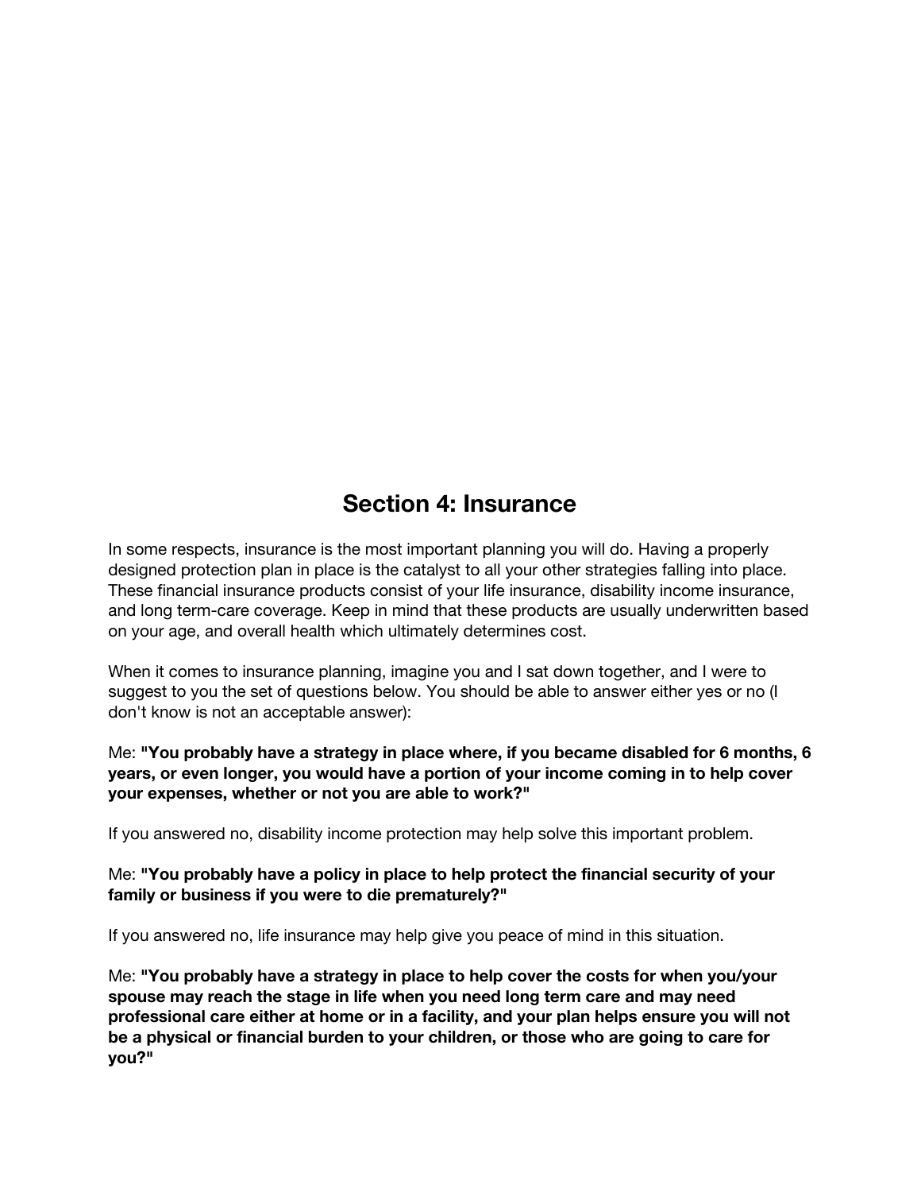# Section 4: Insurance

In some respects, insurance is the most important planning you will do. Having a properly designed protection plan in place is the catalyst to all your other strategies falling into place. These financial insurance products consist of your life insurance, disability income insurance, and long term-care coverage. Keep in mind that these products are usually underwritten based on your age, and overall health which ultimately determines cost.

When it comes to insurance planning, imagine you and I sat down together, and I were to suggest to you the set of questions below. You should be able to answer either yes or no (I don't know is not an acceptable answer):

Me: **"You probably have a strategy in place where, if you became disabled for 6 months, 6 years, or even longer, you would have a portion of your income coming in to help cover your expenses, whether or not you are able to work?"**

If you answered no, disability income protection may help solve this important problem.

Me: **"You probably have a policy in place to help protect the financial security of your family or business if you were to die prematurely?"**

If you answered no, life insurance may help give you peace of mind in this situation.

Me: **"You probably have a strategy in place to help cover the costs for when you/your spouse may reach the stage in life when you need long term care and may need professional care either at home or in a facility, and your plan helps ensure you will not be a physical or financial burden to your children, or those who are going to care for you?"**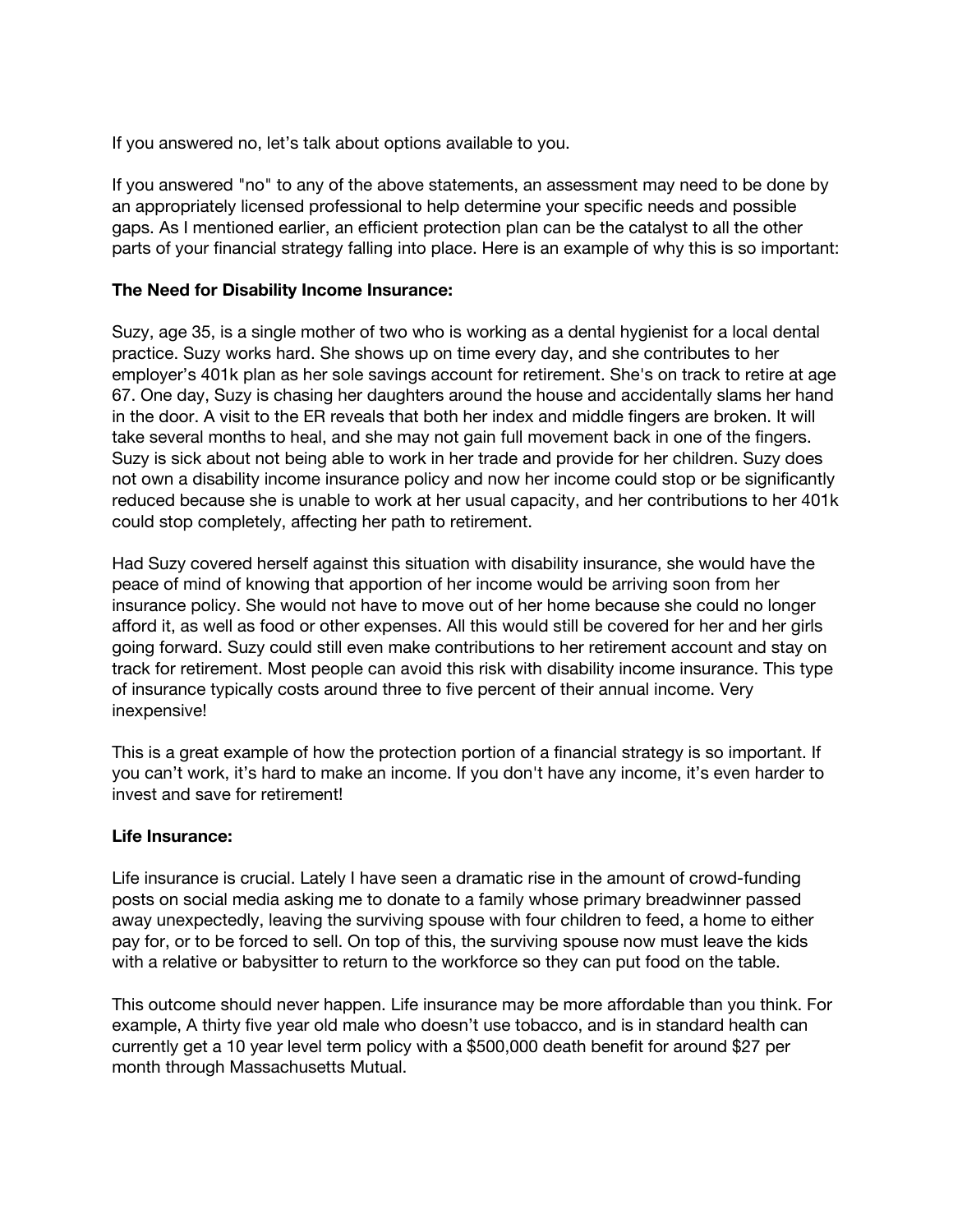If you answered no, let's talk about options available to you.

If you answered "no" to any of the above statements, an assessment may need to be done by an appropriately licensed professional to help determine your specific needs and possible gaps. As I mentioned earlier, an efficient protection plan can be the catalyst to all the other parts of your financial strategy falling into place. Here is an example of why this is so important:

**The Need for Disability Income Insurance:**

Suzy, age 35, is a single mother of two who is working as a dental hygienist for a local dental practice. Suzy works hard. She shows up on time every day, and she contributes to her employer's 401k plan as her sole savings account for retirement. She's on track to retire at age 67. One day, Suzy is chasing her daughters around the house and accidentally slams her hand in the door. A visit to the ER reveals that both her index and middle fingers are broken. It will take several months to heal, and she may not gain full movement back in one of the fingers. Suzy is sick about not being able to work in her trade and provide for her children. Suzy does not own a disability income insurance policy and now her income could stop or be significantly reduced because she is unable to work at her usual capacity, and her contributions to her 401k could stop completely, affecting her path to retirement.

Had Suzy covered herself against this situation with disability insurance, she would have the peace of mind of knowing that apportion of her income would be arriving soon from her insurance policy. She would not have to move out of her home because she could no longer afford it, as well as food or other expenses. All this would still be covered for her and her girls going forward. Suzy could still even make contributions to her retirement account and stay on track for retirement. Most people can avoid this risk with disability income insurance. This type of insurance typically costs around three to five percent of their annual income. Very inexpensive!

This is a great example of how the protection portion of a financial strategy is so important. If you can't work, it's hard to make an income. If you don't have any income, it's even harder to invest and save for retirement!

**Life Insurance:**

Life insurance is crucial. Lately I have seen a dramatic rise in the amount of crowd-funding posts on social media asking me to donate to a family whose primary breadwinner passed away unexpectedly, leaving the surviving spouse with four children to feed, a home to either pay for, or to be forced to sell. On top of this, the surviving spouse now must leave the kids with a relative or babysitter to return to the workforce so they can put food on the table.

This outcome should never happen. Life insurance may be more affordable than you think. For example, A thirty five year old male who doesn't use tobacco, and is in standard health can currently get a 10 year level term policy with a $500,000 death benefit for around $27 per month through Massachusetts Mutual.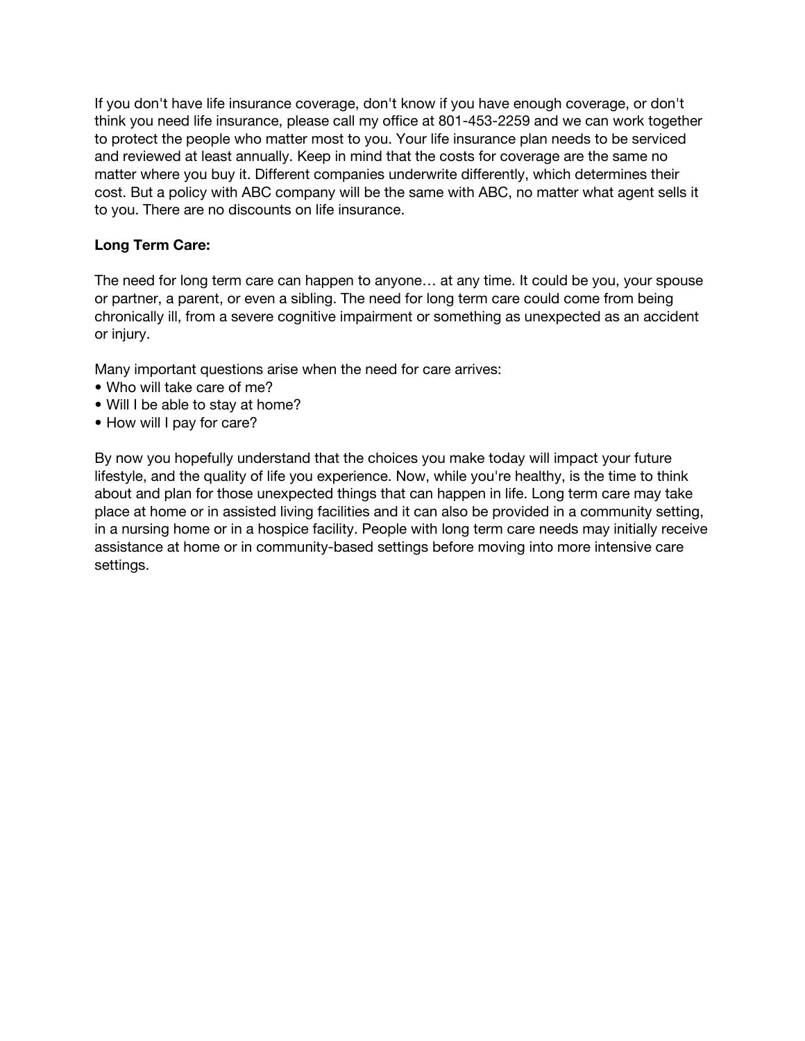If you don't have life insurance coverage, don't know if you have enough coverage, or don't think you need life insurance, please call my office at 801-453-2259 and we can work together to protect the people who matter most to you. Your life insurance plan needs to be serviced and reviewed at least annually. Keep in mind that the costs for coverage are the same no matter where you buy it. Different companies underwrite differently, which determines their cost. But a policy with ABC company will be the same with ABC, no matter what agent sells it to you. There are no discounts on life insurance.

**Long Term Care:**

The need for long term care can happen to anyone… at any time. It could be you, your spouse or partner, a parent, or even a sibling. The need for long term care could come from being chronically ill, from a severe cognitive impairment or something as unexpected as an accident or injury.

Many important questions arise when the need for care arrives:

- Who will take care of me?
- Will I be able to stay at home?
- How will I pay for care?

By now you hopefully understand that the choices you make today will impact your future lifestyle, and the quality of life you experience. Now, while you're healthy, is the time to think about and plan for those unexpected things that can happen in life. Long term care may take place at home or in assisted living facilities and it can also be provided in a community setting, in a nursing home or in a hospice facility. People with long term care needs may initially receive assistance at home or in community-based settings before moving into more intensive care settings.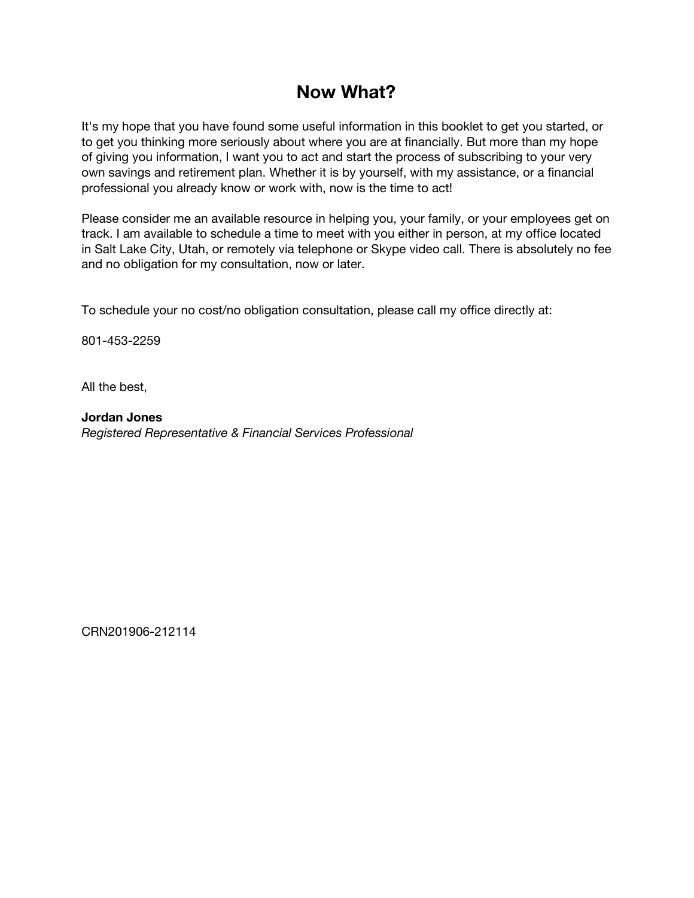# Now What?

It's my hope that you have found some useful information in this booklet to get you started, or to get you thinking more seriously about where you are at financially. But more than my hope of giving you information, I want you to act and start the process of subscribing to your very own savings and retirement plan. Whether it is by yourself, with my assistance, or a financial professional you already know or work with, now is the time to act!

Please consider me an available resource in helping you, your family, or your employees get on track. I am available to schedule a time to meet with you either in person, at my office located in Salt Lake City, Utah, or remotely via telephone or Skype video call. There is absolutely no fee and no obligation for my consultation, now or later.

To schedule your no cost/no obligation consultation, please call my office directly at:

801-453-2259

All the best,

**Jordan Jones**
*Registered Representative & Financial Services Professional*

CRN201906-212114